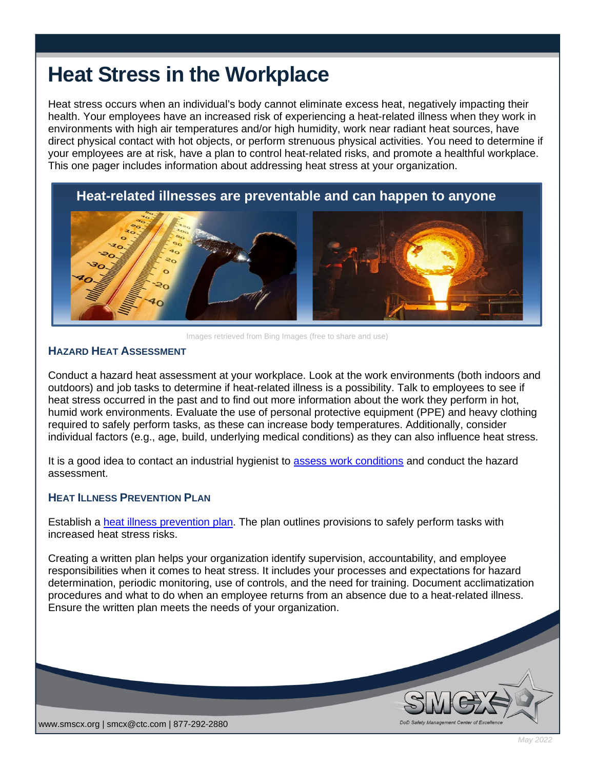# Heat Stress in the Workplace

Heat stress occurs when an individual's body cannot eliminate excess heat, negatively impacting their health. Your employees have an increased risk of experiencing a heat-related illness when they work in environments with high air temperatures and/or high humidity, work near radiant heat sources, have direct physical contact with hot objects, or perform strenuous physical activities. You need to determine if your employees are at risk, have a plan to control heat-related risks, and promote a healthful workplace. This one pager includes information about addressing heat stress at your organization.

**Heat-related illnesses are preventable and can happen to anyone**

Images retrieved from Bing Images (free to share and use)

## Hazard Heat Assessment

Conduct a hazard heat assessment at your workplace. Look at the work environments (both indoors and outdoors) and job tasks to determine if heat-related illness is a possibility. Talk to employees to see if heat stress occurred in the past and to find out more information about the work they perform in hot, humid work environments. Evaluate the use of personal protective equipment (PPE) and heavy clothing required to safely perform tasks, as these can increase body temperatures. Additionally, consider individual factors (e.g., age, build, underlying medical conditions) as they can also influence heat stress.

It is a good idea to contact an industrial hygienist to assess work conditions and conduct the hazard assessment.

## Heat Illness Prevention Plan

Establish a heat illness prevention plan. The plan outlines provisions to safely perform tasks with increased heat stress risks.

Creating a written plan helps your organization identify supervision, accountability, and employee responsibilities when it comes to heat stress. It includes your processes and expectations for hazard determination, periodic monitoring, use of controls, and the need for training. Document acclimatization procedures and what to do when an employee returns from an absence due to a heat-related illness. Ensure the written plan meets the needs of your organization.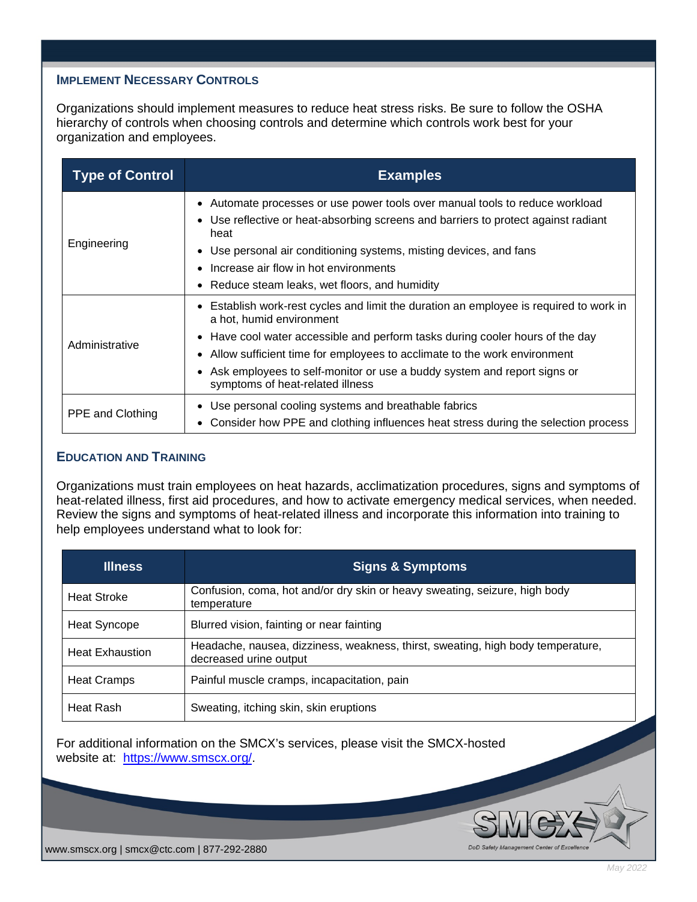## Implement Necessary Controls

Organizations should implement measures to reduce heat stress risks. Be sure to follow the OSHA hierarchy of controls when choosing controls and determine which controls work best for your organization and employees.

| Type of Control | Examples |
|---|---|
| Engineering | • Automate processes or use power tools over manual tools to reduce workload<br>• Use reflective or heat-absorbing screens and barriers to protect against radiant heat<br>• Use personal air conditioning systems, misting devices, and fans<br>• Increase air flow in hot environments<br>• Reduce steam leaks, wet floors, and humidity |
| Administrative | • Establish work-rest cycles and limit the duration an employee is required to work in a hot, humid environment<br>• Have cool water accessible and perform tasks during cooler hours of the day<br>• Allow sufficient time for employees to acclimate to the work environment<br>• Ask employees to self-monitor or use a buddy system and report signs or symptoms of heat-related illness |
| PPE and Clothing | • Use personal cooling systems and breathable fabrics<br>• Consider how PPE and clothing influences heat stress during the selection process |

## Education and Training

Organizations must train employees on heat hazards, acclimatization procedures, signs and symptoms of heat-related illness, first aid procedures, and how to activate emergency medical services, when needed. Review the signs and symptoms of heat-related illness and incorporate this information into training to help employees understand what to look for:

| Illness | Signs & Symptoms |
|---|---|
| Heat Stroke | Confusion, coma, hot and/or dry skin or heavy sweating, seizure, high body temperature |
| Heat Syncope | Blurred vision, fainting or near fainting |
| Heat Exhaustion | Headache, nausea, dizziness, weakness, thirst, sweating, high body temperature, decreased urine output |
| Heat Cramps | Painful muscle cramps, incapacitation, pain |
| Heat Rash | Sweating, itching skin, skin eruptions |

For additional information on the SMCX's services, please visit the SMCX-hosted website at: [https://www.smscx.org/](https://www.smscx.org/).

www.smcx.org | smcx@ctc.com | 877-292-2880

May 2022